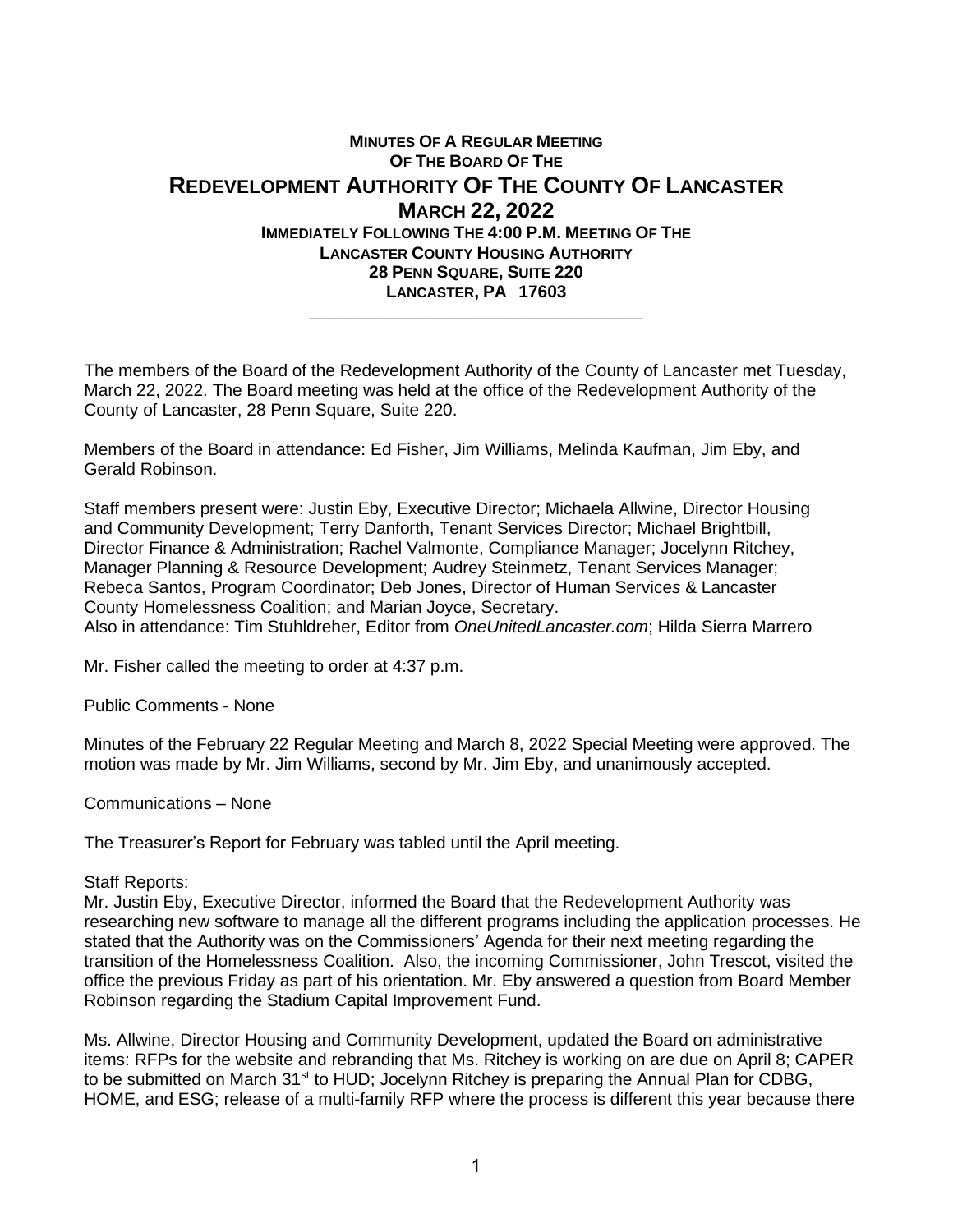# Minutes Of A Regular Meeting Of The Board Of The

# Redevelopment Authority Of The County Of Lancaster

## March 22, 2022

**Immediately Following The 4:00 P.M. Meeting Of The Lancaster County Housing Authority**
**28 Penn Square, Suite 220**
**Lancaster, PA 17603**

---

The members of the Board of the Redevelopment Authority of the County of Lancaster met Tuesday, March 22, 2022. The Board meeting was held at the office of the Redevelopment Authority of the County of Lancaster, 28 Penn Square, Suite 220.

Members of the Board in attendance: Ed Fisher, Jim Williams, Melinda Kaufman, Jim Eby, and Gerald Robinson.

Staff members present were: Justin Eby, Executive Director; Michaela Allwine, Director Housing and Community Development; Terry Danforth, Tenant Services Director; Michael Brightbill, Director Finance & Administration; Rachel Valmonte, Compliance Manager; Jocelynn Ritchey, Manager Planning & Resource Development; Audrey Steinmetz, Tenant Services Manager; Rebeca Santos, Program Coordinator; Deb Jones, Director of Human Services & Lancaster County Homelessness Coalition; and Marian Joyce, Secretary.
Also in attendance: Tim Stuhldreher, Editor from *OneUnitedLancaster.com*; Hilda Sierra Marrero

Mr. Fisher called the meeting to order at 4:37 p.m.

Public Comments - None

Minutes of the February 22 Regular Meeting and March 8, 2022 Special Meeting were approved. The motion was made by Mr. Jim Williams, second by Mr. Jim Eby, and unanimously accepted.

Communications – None

The Treasurer's Report for February was tabled until the April meeting.

Staff Reports:
Mr. Justin Eby, Executive Director, informed the Board that the Redevelopment Authority was researching new software to manage all the different programs including the application processes. He stated that the Authority was on the Commissioners' Agenda for their next meeting regarding the transition of the Homelessness Coalition. Also, the incoming Commissioner, John Trescot, visited the office the previous Friday as part of his orientation. Mr. Eby answered a question from Board Member Robinson regarding the Stadium Capital Improvement Fund.

Ms. Allwine, Director Housing and Community Development, updated the Board on administrative items: RFPs for the website and rebranding that Ms. Ritchey is working on are due on April 8; CAPER to be submitted on March 31st to HUD; Jocelynn Ritchey is preparing the Annual Plan for CDBG, HOME, and ESG; release of a multi-family RFP where the process is different this year because there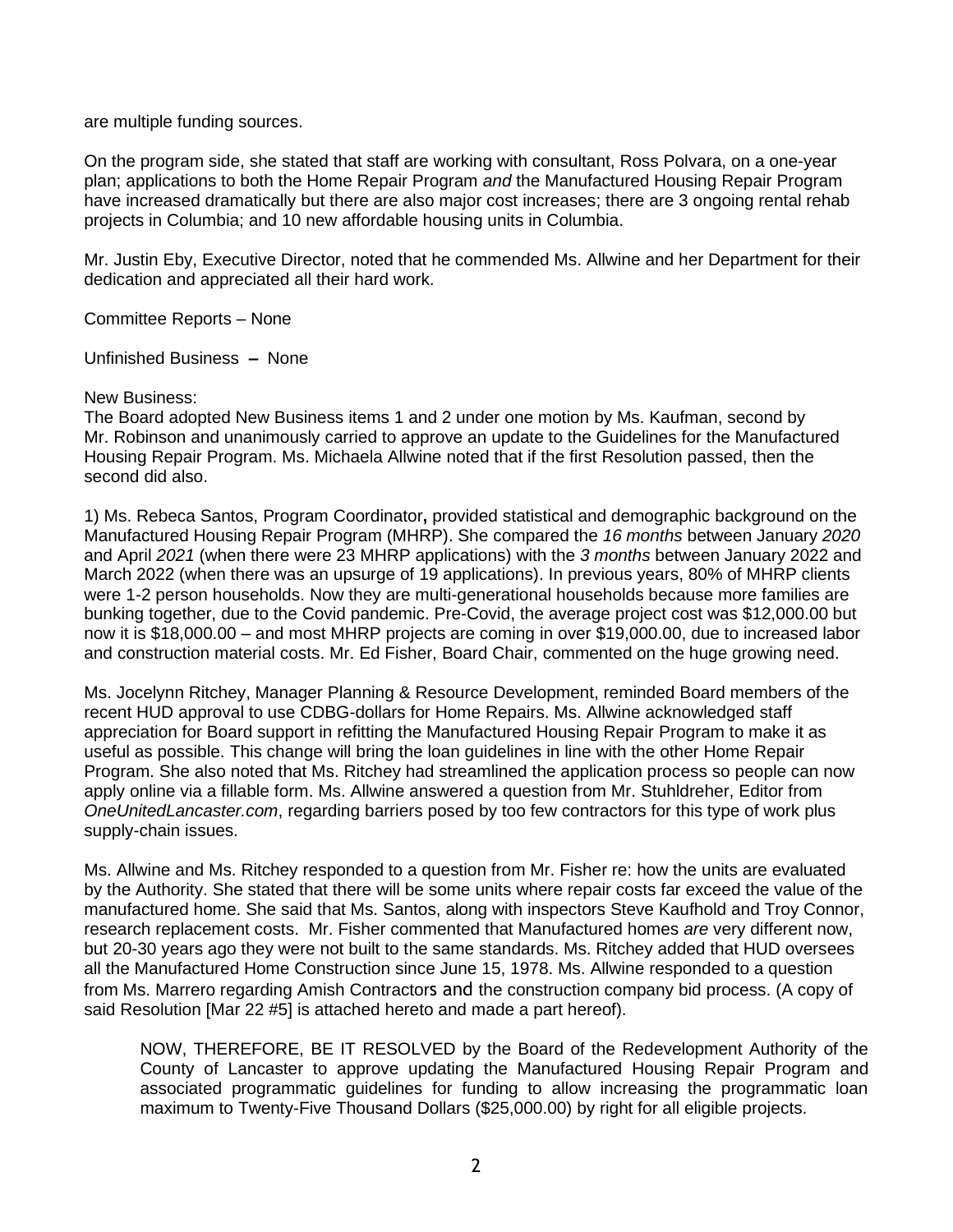are multiple funding sources.

On the program side, she stated that staff are working with consultant, Ross Polvara, on a one-year plan; applications to both the Home Repair Program *and* the Manufactured Housing Repair Program have increased dramatically but there are also major cost increases; there are 3 ongoing rental rehab projects in Columbia; and 10 new affordable housing units in Columbia.

Mr. Justin Eby, Executive Director, noted that he commended Ms. Allwine and her Department for their dedication and appreciated all their hard work.

Committee Reports – None

Unfinished Business – None

New Business:
The Board adopted New Business items 1 and 2 under one motion by Ms. Kaufman, second by Mr. Robinson and unanimously carried to approve an update to the Guidelines for the Manufactured Housing Repair Program. Ms. Michaela Allwine noted that if the first Resolution passed, then the second did also.

1) Ms. Rebeca Santos, Program Coordinator**,** provided statistical and demographic background on the Manufactured Housing Repair Program (MHRP). She compared the *16 months* between January *2020* and April *2021* (when there were 23 MHRP applications) with the *3 months* between January 2022 and March 2022 (when there was an upsurge of 19 applications). In previous years, 80% of MHRP clients were 1-2 person households. Now they are multi-generational households because more families are bunking together, due to the Covid pandemic. Pre-Covid, the average project cost was $12,000.00 but now it is $18,000.00 – and most MHRP projects are coming in over $19,000.00, due to increased labor and construction material costs. Mr. Ed Fisher, Board Chair, commented on the huge growing need.

Ms. Jocelynn Ritchey, Manager Planning & Resource Development, reminded Board members of the recent HUD approval to use CDBG-dollars for Home Repairs. Ms. Allwine acknowledged staff appreciation for Board support in refitting the Manufactured Housing Repair Program to make it as useful as possible. This change will bring the loan guidelines in line with the other Home Repair Program. She also noted that Ms. Ritchey had streamlined the application process so people can now apply online via a fillable form. Ms. Allwine answered a question from Mr. Stuhldreher, Editor from *OneUnitedLancaster.com*, regarding barriers posed by too few contractors for this type of work plus supply-chain issues.

Ms. Allwine and Ms. Ritchey responded to a question from Mr. Fisher re: how the units are evaluated by the Authority. She stated that there will be some units where repair costs far exceed the value of the manufactured home. She said that Ms. Santos, along with inspectors Steve Kaufhold and Troy Connor, research replacement costs. Mr. Fisher commented that Manufactured homes *are* very different now, but 20-30 years ago they were not built to the same standards. Ms. Ritchey added that HUD oversees all the Manufactured Home Construction since June 15, 1978. Ms. Allwine responded to a question from Ms. Marrero regarding Amish Contractors and the construction company bid process. (A copy of said Resolution [Mar 22 #5] is attached hereto and made a part hereof).

> NOW, THEREFORE, BE IT RESOLVED by the Board of the Redevelopment Authority of the County of Lancaster to approve updating the Manufactured Housing Repair Program and associated programmatic guidelines for funding to allow increasing the programmatic loan maximum to Twenty-Five Thousand Dollars ($25,000.00) by right for all eligible projects.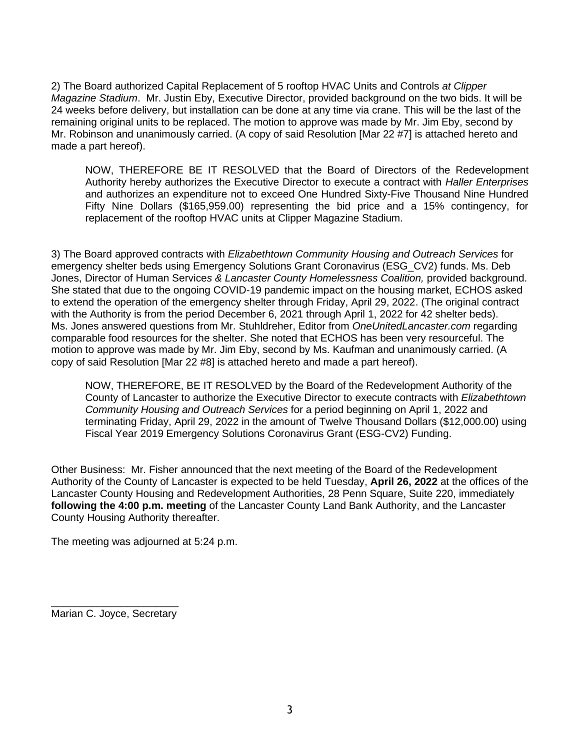2) The Board authorized Capital Replacement of 5 rooftop HVAC Units and Controls *at Clipper Magazine Stadium*. Mr. Justin Eby, Executive Director, provided background on the two bids. It will be 24 weeks before delivery, but installation can be done at any time via crane. This will be the last of the remaining original units to be replaced. The motion to approve was made by Mr. Jim Eby, second by Mr. Robinson and unanimously carried. (A copy of said Resolution [Mar 22 #7] is attached hereto and made a part hereof).

> NOW, THEREFORE BE IT RESOLVED that the Board of Directors of the Redevelopment Authority hereby authorizes the Executive Director to execute a contract with *Haller Enterprises* and authorizes an expenditure not to exceed One Hundred Sixty-Five Thousand Nine Hundred Fifty Nine Dollars ($165,959.00) representing the bid price and a 15% contingency, for replacement of the rooftop HVAC units at Clipper Magazine Stadium.

3) The Board approved contracts with *Elizabethtown Community Housing and Outreach Services* for emergency shelter beds using Emergency Solutions Grant Coronavirus (ESG_CV2) funds. Ms. Deb Jones, Director of Human Service*s & Lancaster County Homelessness Coalition,* provided background. She stated that due to the ongoing COVID-19 pandemic impact on the housing market, ECHOS asked to extend the operation of the emergency shelter through Friday, April 29, 2022. (The original contract with the Authority is from the period December 6, 2021 through April 1, 2022 for 42 shelter beds). Ms. Jones answered questions from Mr. Stuhldreher, Editor from *OneUnitedLancaster.com* regarding comparable food resources for the shelter. She noted that ECHOS has been very resourceful. The motion to approve was made by Mr. Jim Eby, second by Ms. Kaufman and unanimously carried. (A copy of said Resolution [Mar 22 #8] is attached hereto and made a part hereof).

> NOW, THEREFORE, BE IT RESOLVED by the Board of the Redevelopment Authority of the County of Lancaster to authorize the Executive Director to execute contracts with *Elizabethtown Community Housing and Outreach Services* for a period beginning on April 1, 2022 and terminating Friday, April 29, 2022 in the amount of Twelve Thousand Dollars ($12,000.00) using Fiscal Year 2019 Emergency Solutions Coronavirus Grant (ESG-CV2) Funding.

Other Business: Mr. Fisher announced that the next meeting of the Board of the Redevelopment Authority of the County of Lancaster is expected to be held Tuesday, **April 26, 2022** at the offices of the Lancaster County Housing and Redevelopment Authorities, 28 Penn Square, Suite 220, immediately **following the 4:00 p.m. meeting** of the Lancaster County Land Bank Authority, and the Lancaster County Housing Authority thereafter.

The meeting was adjourned at 5:24 p.m.

______________________
Marian C. Joyce, Secretary